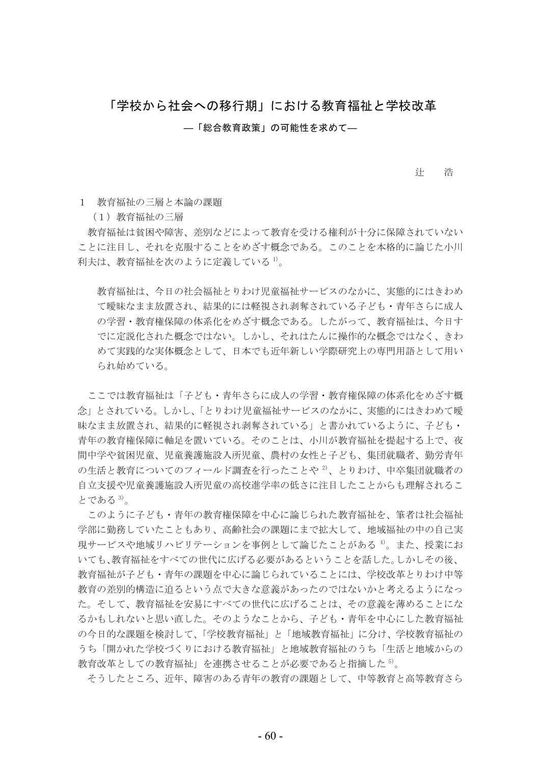# 「学校から社会への移行期」における教育福祉と学校改革

## ―「総合教育政策」の可能性を求めて―

辻　　浩

## 1　教育福祉の三層と本論の課題

### （1）教育福祉の三層

教育福祉は貧困や障害、差別などによって教育を受ける権利が十分に保障されていないことに注目し、それを克服することをめざす概念である。このことを本格的に論じた小川利夫は、教育福祉を次のように定義している[1]。

> 教育福祉は、今日の社会福祉とりわけ児童福祉サービスのなかに、実態的にはきわめて曖昧なまま放置され、結果的には軽視され剥奪されている子ども・青年さらに成人の学習・教育権保障の体系化をめざす概念である。したがって、教育福祉は、今日すでに定説化された概念ではない。しかし、それはたんに操作的な概念ではなく、きわめて実践的な実体概念として、日本でも近年新しい学際研究上の専門用語として用いられ始めている。

ここでは教育福祉は「子ども・青年さらに成人の学習・教育権保障の体系化をめざす概念」とされている。しかし、「とりわけ児童福祉サービスのなかに、実態的にはきわめて曖昧なまま放置され、結果的に軽視され剥奪されている」と書かれているように、子ども・青年の教育権保障に軸足を置いている。そのことは、小川が教育福祉を提起する上で、夜間中学や貧困児童、児童養護施設入所児童、農村の女性と子ども、集団就職者、勤労青年の生活と教育についてのフィールド調査を行ったことや[2]、とりわけ、中卒集団就職者の自立支援や児童養護施設入所児童の高校進学率の低さに注目したことからも理解されることである[3]。

このように子ども・青年の教育権保障を中心に論じられた教育福祉を、筆者は社会福祉学部に勤務していたこともあり、高齢社会の課題にまで拡大して、地域福祉の中の自己実現サービスや地域リハビリテーションを事例として論じたことがある[4]。また、授業においても、教育福祉をすべての世代に広げる必要があるということを話した。しかしその後、教育福祉が子ども・青年の課題を中心に論じられていることには、学校改革とりわけ中等教育の差別的構造に迫るという点で大きな意義があったのではないかと考えるようになった。そして、教育福祉を安易にすべての世代に広げることは、その意義を薄めることになるかもしれないと思い直した。そのようなことから、子ども・青年を中心にした教育福祉の今日的な課題を検討して、「学校教育福祉」と「地域教育福祉」に分け、学校教育福祉のうち「開かれた学校づくりにおける教育福祉」と地域教育福祉のうち「生活と地域からの教育改革としての教育福祉」を連携させることが必要であると指摘した[5]。

そうしたところ、近年、障害のある青年の教育の課題として、中等教育と高等教育さら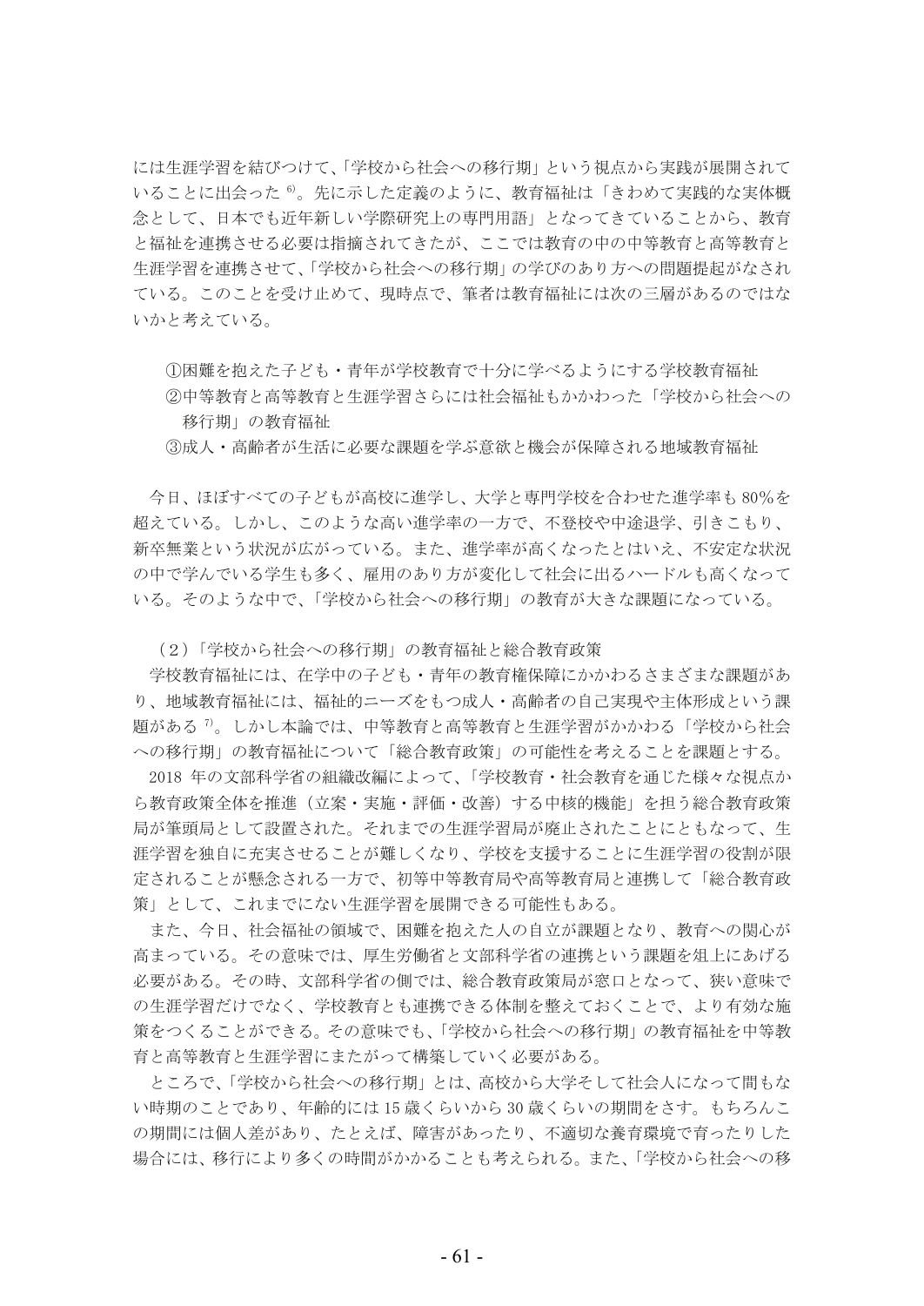には生涯学習を結びつけて、「学校から社会への移行期」という視点から実践が展開されていることに出会った [6]。先に示した定義のように、教育福祉は「きわめて実践的な実体概念として、日本でも近年新しい学際研究上の専門用語」となってきていることから、教育と福祉を連携させる必要は指摘されてきたが、ここでは教育の中の中等教育と高等教育と生涯学習を連携させて、「学校から社会への移行期」の学びのあり方への問題提起がなされている。このことを受け止めて、現時点で、筆者は教育福祉には次の三層があるのではないかと考えている。

①困難を抱えた子ども・青年が学校教育で十分に学べるようにする学校教育福祉
②中等教育と高等教育と生涯学習さらには社会福祉もかかわった「学校から社会への移行期」の教育福祉
③成人・高齢者が生活に必要な課題を学ぶ意欲と機会が保障される地域教育福祉

今日、ほぼすべての子どもが高校に進学し、大学と専門学校を合わせた進学率も 80%を超えている。しかし、このような高い進学率の一方で、不登校や中途退学、引きこもり、新卒無業という状況が広がっている。また、進学率が高くなったとはいえ、不安定な状況の中で学んでいる学生も多く、雇用のあり方が変化して社会に出るハードルも高くなっている。そのような中で、「学校から社会への移行期」の教育が大きな課題になっている。

### （2）「学校から社会への移行期」の教育福祉と総合教育政策

学校教育福祉には、在学中の子ども・青年の教育権保障にかかわるさまざまな課題があり、地域教育福祉には、福祉的ニーズをもつ成人・高齢者の自己実現や主体形成という課題がある [7]。しかし本論では、中等教育と高等教育と生涯学習がかかわる「学校から社会への移行期」の教育福祉について「総合教育政策」の可能性を考えることを課題とする。

2018 年の文部科学省の組織改編によって、「学校教育・社会教育を通じた様々な視点から教育政策全体を推進（立案・実施・評価・改善）する中核的機能」を担う総合教育政策局が筆頭局として設置された。それまでの生涯学習局が廃止されたことにともなって、生涯学習を独自に充実させることが難しくなり、学校を支援することに生涯学習の役割が限定されることが懸念される一方で、初等中等教育局や高等教育局と連携して「総合教育政策」として、これまでにない生涯学習を展開できる可能性もある。

また、今日、社会福祉の領域で、困難を抱えた人の自立が課題となり、教育への関心が高まっている。その意味では、厚生労働省と文部科学省の連携という課題を俎上にあげる必要がある。その時、文部科学省の側では、総合教育政策局が窓口となって、狭い意味での生涯学習だけでなく、学校教育とも連携できる体制を整えておくことで、より有効な施策をつくることができる。その意味でも、「学校から社会への移行期」の教育福祉を中等教育と高等教育と生涯学習にまたがって構築していく必要がある。

ところで、「学校から社会への移行期」とは、高校から大学そして社会人になって間もない時期のことであり、年齢的には 15 歳くらいから 30 歳くらいの期間をさす。もちろんこの期間には個人差があり、たとえば、障害があったり、不適切な養育環境で育ったりした場合には、移行により多くの時間がかかることも考えられる。また、「学校から社会への移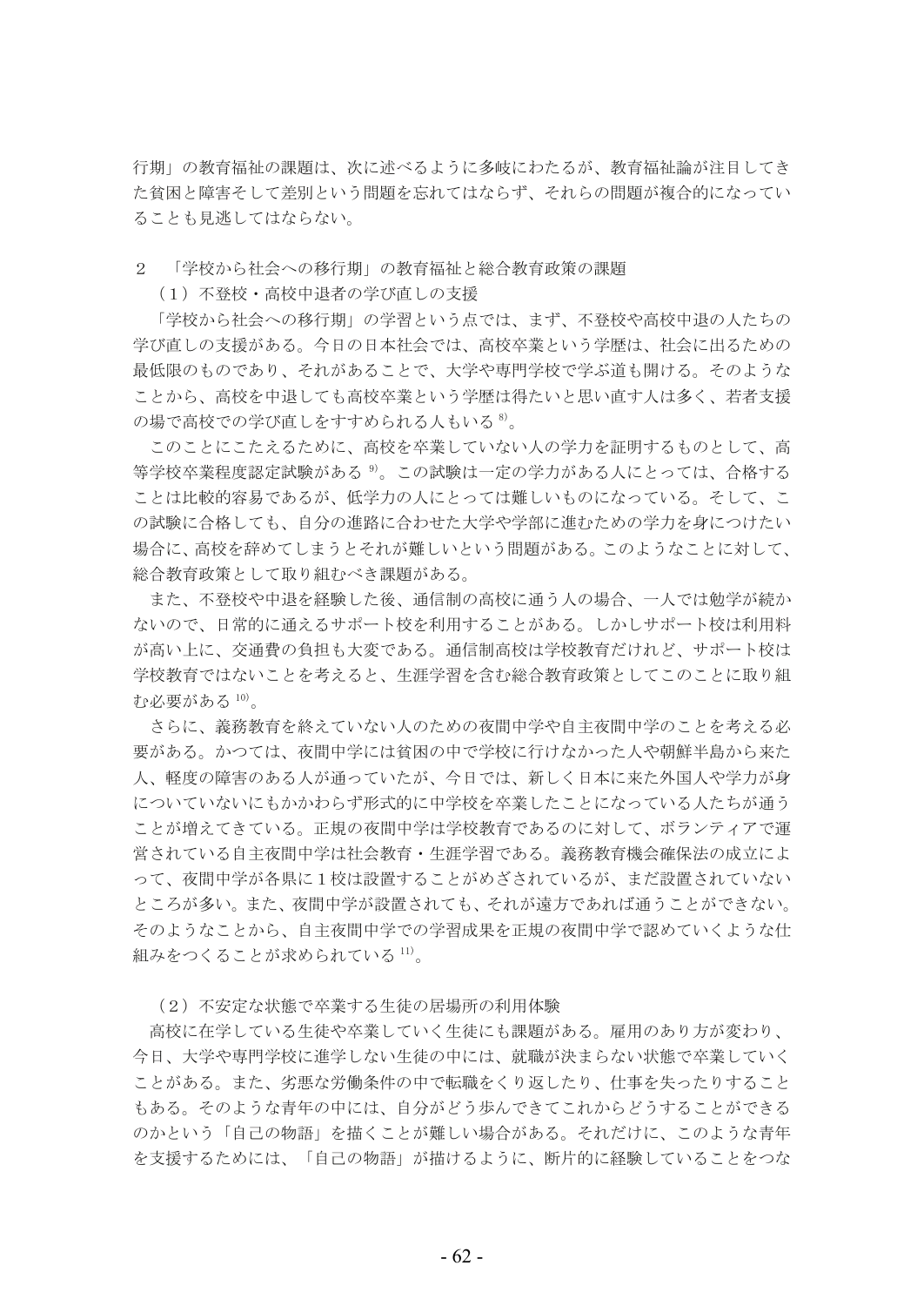行期」の教育福祉の課題は、次に述べるように多岐にわたるが、教育福祉論が注目してきた貧困と障害そして差別という問題を忘れてはならず、それらの問題が複合的になっていることも見逃してはならない。

## ２　「学校から社会への移行期」の教育福祉と総合教育政策の課題

### （１）不登校・高校中退者の学び直しの支援

「学校から社会への移行期」の学習という点では、まず、不登校や高校中退の人たちの学び直しの支援がある。今日の日本社会では、高校卒業という学歴は、社会に出るための最低限のものであり、それがあることで、大学や専門学校で学ぶ道も開ける。そのようなことから、高校を中退しても高校卒業という学歴は得たいと思い直す人は多く、若者支援の場で高校での学び直しをすすめられる人もいる[8]。

このことにこたえるために、高校を卒業していない人の学力を証明するものとして、高等学校卒業程度認定試験がある[9]。この試験は一定の学力がある人にとっては、合格することは比較的容易であるが、低学力の人にとっては難しいものになっている。そして、この試験に合格しても、自分の進路に合わせた大学や学部に進むための学力を身につけたい場合に、高校を辞めてしまうとそれが難しいという問題がある。このようなことに対して、総合教育政策として取り組むべき課題がある。

また、不登校や中退を経験した後、通信制の高校に通う人の場合、一人では勉学が続かないので、日常的に通えるサポート校を利用することがある。しかしサポート校は利用料が高い上に、交通費の負担も大変である。通信制高校は学校教育だけれど、サポート校は学校教育ではないことを考えると、生涯学習を含む総合教育政策としてこのことに取り組む必要がある[10]。

さらに、義務教育を終えていない人のための夜間中学や自主夜間中学のことを考える必要がある。かつては、夜間中学には貧困の中で学校に行けなかった人や朝鮮半島から来た人、軽度の障害のある人が通っていたが、今日では、新しく日本に来た外国人や学力が身についていないにもかかわらず形式的に中学校を卒業したことになっている人たちが通うことが増えてきている。正規の夜間中学は学校教育であるのに対して、ボランティアで運営されている自主夜間中学は社会教育・生涯学習である。義務教育機会確保法の成立によって、夜間中学が各県に１校は設置することがめざされているが、まだ設置されていないところが多い。また、夜間中学が設置されても、それが遠方であれば通うことができない。そのようなことから、自主夜間中学での学習成果を正規の夜間中学で認めていくような仕組みをつくることが求められている[11]。

### （２）不安定な状態で卒業する生徒の居場所の利用体験

高校に在学している生徒や卒業していく生徒にも課題がある。雇用のあり方が変わり、今日、大学や専門学校に進学しない生徒の中には、就職が決まらない状態で卒業していくことがある。また、劣悪な労働条件の中で転職をくり返したり、仕事を失ったりすることもある。そのような青年の中には、自分がどう歩んできてこれからどうすることができるのかという「自己の物語」を描くことが難しい場合がある。それだけに、このような青年を支援するためには、「自己の物語」が描けるように、断片的に経験していることをつな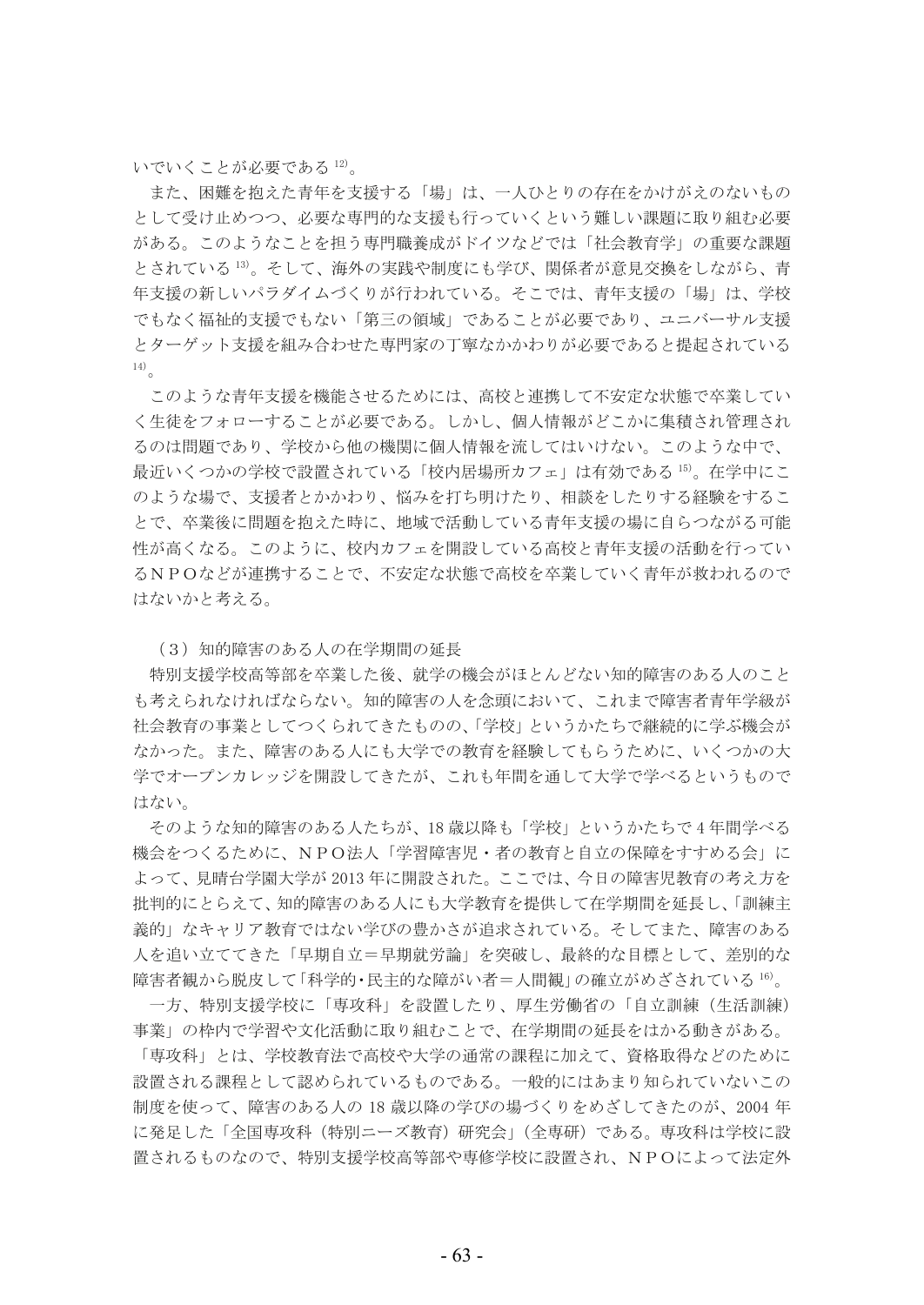いでいくことが必要である[12]。

また、困難を抱えた青年を支援する「場」は、一人ひとりの存在をかけがえのないものとして受け止めつつ、必要な専門的な支援も行っていくという難しい課題に取り組む必要がある。このようなことを担う専門職養成がドイツなどでは「社会教育学」の重要な課題とされている[13]。そして、海外の実践や制度にも学び、関係者が意見交換をしながら、青年支援の新しいパラダイムづくりが行われている。そこでは、青年支援の「場」は、学校でもなく福祉的支援でもない「第三の領域」であることが必要であり、ユニバーサル支援とターゲット支援を組み合わせた専門家の丁寧なかかわりが必要であると提起されている[14]。

このような青年支援を機能させるためには、高校と連携して不安定な状態で卒業していく生徒をフォローすることが必要である。しかし、個人情報がどこかに集積され管理されるのは問題であり、学校から他の機関に個人情報を流してはいけない。このような中で、最近いくつかの学校で設置されている「校内居場所カフェ」は有効である[15]。在学中にこのような場で、支援者とかかわり、悩みを打ち明けたり、相談をしたりする経験をすることで、卒業後に問題を抱えた時に、地域で活動している青年支援の場に自らつながる可能性が高くなる。このように、校内カフェを開設している高校と青年支援の活動を行っているＮＰＯなどが連携することで、不安定な状態で高校を卒業していく青年が救われるのではないかと考える。

### （3）知的障害のある人の在学期間の延長

特別支援学校高等部を卒業した後、就学の機会がほとんどない知的障害のある人のことも考えられなければならない。知的障害の人を念頭において、これまで障害者青年学級が社会教育の事業としてつくられてきたものの、「学校」というかたちで継続的に学ぶ機会がなかった。また、障害のある人にも大学での教育を経験してもらうために、いくつかの大学でオープンカレッジを開設してきたが、これも年間を通して大学で学べるというものではない。

そのような知的障害のある人たちが、18 歳以降も「学校」というかたちで 4 年間学べる機会をつくるために、ＮＰＯ法人「学習障害児・者の教育と自立の保障をすすめる会」によって、見晴台学園大学が 2013 年に開設された。ここでは、今日の障害児教育の考え方を批判的にとらえて、知的障害のある人にも大学教育を提供して在学期間を延長し、「訓練主義的」なキャリア教育ではない学びの豊かさが追求されている。そしてまた、障害のある人を追い立ててきた「早期自立＝早期就労論」を突破し、最終的な目標として、差別的な障害者観から脱皮して「科学的・民主的な障がい者＝人間観」の確立がめざされている[16]。

一方、特別支援学校に「専攻科」を設置したり、厚生労働省の「自立訓練（生活訓練）事業」の枠内で学習や文化活動に取り組むことで、在学期間の延長をはかる動きがある。「専攻科」とは、学校教育法で高校や大学の通常の課程に加えて、資格取得などのために設置される課程として認められているものである。一般的にはあまり知られていないこの制度を使って、障害のある人の 18 歳以降の学びの場づくりをめざしてきたのが、2004 年に発足した「全国専攻科（特別ニーズ教育）研究会」（全専研）である。専攻科は学校に設置されるものなので、特別支援学校高等部や専修学校に設置され、ＮＰＯによって法定外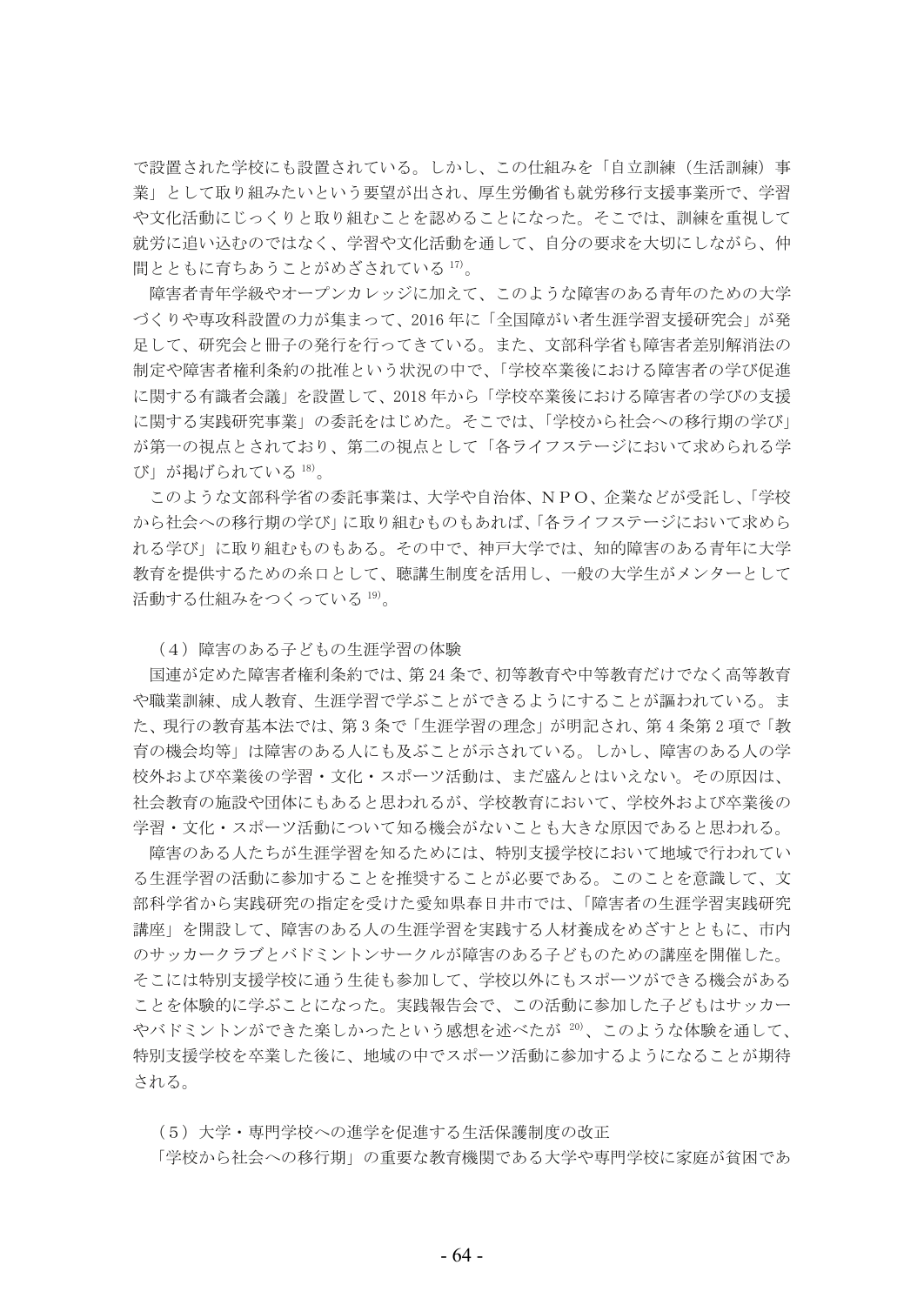で設置された学校にも設置されている。しかし、この仕組みを「自立訓練（生活訓練）事業」として取り組みたいという要望が出され、厚生労働省も就労移行支援事業所で、学習や文化活動にじっくりと取り組むことを認めることになった。そこでは、訓練を重視して就労に追い込むのではなく、学習や文化活動を通して、自分の要求を大切にしながら、仲間とともに育ちあうことがめざされている[17]。

障害者青年学級やオープンカレッジに加えて、このような障害のある青年のための大学づくりや専攻科設置の力が集まって、2016 年に「全国障がい者生涯学習支援研究会」が発足して、研究会と冊子の発行を行ってきている。また、文部科学省も障害者差別解消法の制定や障害者権利条約の批准という状況の中で、「学校卒業後における障害者の学び促進に関する有識者会議」を設置して、2018 年から「学校卒業後における障害者の学びの支援に関する実践研究事業」の委託をはじめた。そこでは、「学校から社会への移行期の学び」が第一の視点とされており、第二の視点として「各ライフステージにおいて求められる学び」が掲げられている[18]。

このような文部科学省の委託事業は、大学や自治体、ＮＰＯ、企業などが受託し、「学校から社会への移行期の学び」に取り組むものもあれば、「各ライフステージにおいて求められる学び」に取り組むものもある。その中で、神戸大学では、知的障害のある青年に大学教育を提供するための糸口として、聴講生制度を活用し、一般の大学生がメンターとして活動する仕組みをつくっている[19]。

### （4）障害のある子どもの生涯学習の体験

国連が定めた障害者権利条約では、第 24 条で、初等教育や中等教育だけでなく高等教育や職業訓練、成人教育、生涯学習で学ぶことができるようにすることが謳われている。また、現行の教育基本法では、第 3 条で「生涯学習の理念」が明記され、第 4 条第 2 項で「教育の機会均等」は障害のある人にも及ぶことが示されている。しかし、障害のある人の学校外および卒業後の学習・文化・スポーツ活動は、まだ盛んとはいえない。その原因は、社会教育の施設や団体にもあると思われるが、学校教育において、学校外および卒業後の学習・文化・スポーツ活動について知る機会がないことも大きな原因であると思われる。

障害のある人たちが生涯学習を知るためには、特別支援学校において地域で行われている生涯学習の活動に参加することを推奨することが必要である。このことを意識して、文部科学省から実践研究の指定を受けた愛知県春日井市では、「障害者の生涯学習実践研究講座」を開設して、障害のある人の生涯学習を実践する人材養成をめざすとともに、市内のサッカークラブとバドミントンサークルが障害のある子どものための講座を開催した。そこには特別支援学校に通う生徒も参加して、学校以外にもスポーツができる機会があることを体験的に学ぶことになった。実践報告会で、この活動に参加した子どもはサッカーやバドミントンができた楽しかったという感想を述べたが[20]、このような体験を通して、特別支援学校を卒業した後に、地域の中でスポーツ活動に参加するようになることが期待される。

### （5）大学・専門学校への進学を促進する生活保護制度の改正

「学校から社会への移行期」の重要な教育機関である大学や専門学校に家庭が貧困であ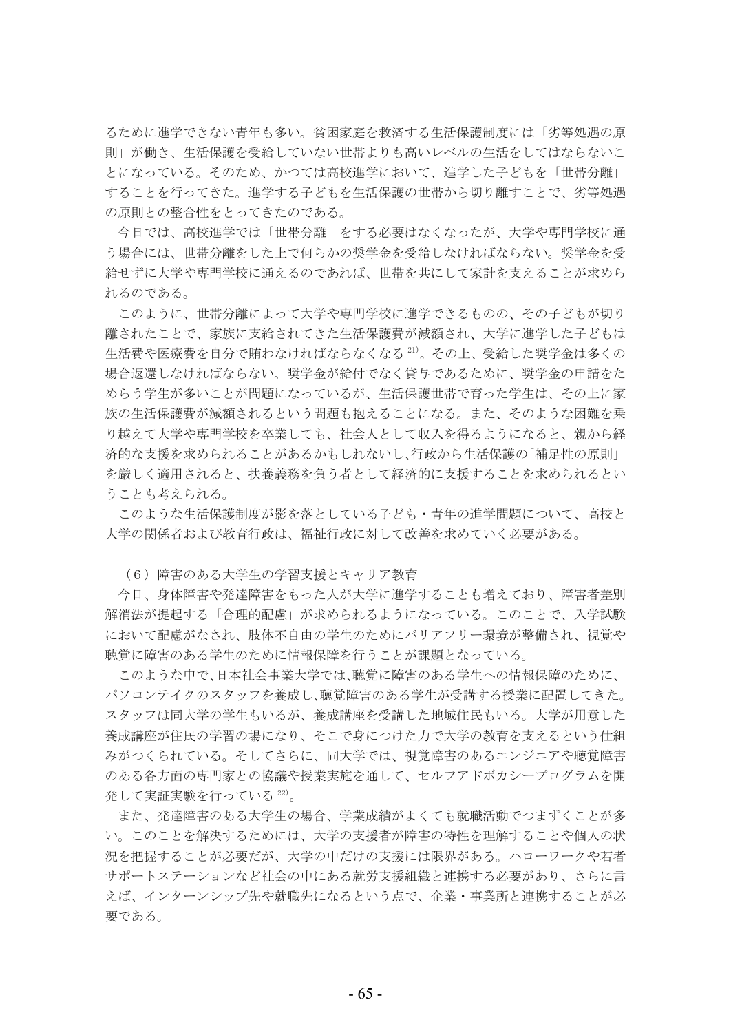るために進学できない青年も多い。貧困家庭を救済する生活保護制度には「劣等処遇の原則」が働き、生活保護を受給していない世帯よりも高いレベルの生活をしてはならないことになっている。そのため、かつては高校進学において、進学した子どもを「世帯分離」することを行ってきた。進学する子どもを生活保護の世帯から切り離すことで、劣等処遇の原則との整合性をとってきたのである。

今日では、高校進学では「世帯分離」をする必要はなくなったが、大学や専門学校に通う場合には、世帯分離をした上で何らかの奨学金を受給しなければならない。奨学金を受給せずに大学や専門学校に通えるのであれば、世帯を共にして家計を支えることが求められるのである。

このように、世帯分離によって大学や専門学校に進学できるものの、その子どもが切り離されたことで、家族に支給されてきた生活保護費が減額され、大学に進学した子どもは生活費や医療費を自分で賄わなければならなくなる[21]。その上、受給した奨学金は多くの場合返還しなければならない。奨学金が給付でなく貸与であるために、奨学金の申請をためらう学生が多いことが問題になっているが、生活保護世帯で育った学生は、その上に家族の生活保護費が減額されるという問題も抱えることになる。また、そのような困難を乗り越えて大学や専門学校を卒業しても、社会人として収入を得るようになると、親から経済的な支援を求められることがあるかもしれないし、行政から生活保護の「補足性の原則」を厳しく適用されると、扶養義務を負う者として経済的に支援することを求められるということも考えられる。

このような生活保護制度が影を落としている子ども・青年の進学問題について、高校と大学の関係者および教育行政は、福祉行政に対して改善を求めていく必要がある。

### （６）障害のある大学生の学習支援とキャリア教育

今日、身体障害や発達障害をもった人が大学に進学することも増えており、障害者差別解消法が提起する「合理的配慮」が求められるようになっている。このことで、入学試験において配慮がなされ、肢体不自由の学生のためにバリアフリー環境が整備され、視覚や聴覚に障害のある学生のために情報保障を行うことが課題となっている。

このような中で、日本社会事業大学では、聴覚に障害のある学生への情報保障のために、パソコンテイクのスタッフを養成し、聴覚障害のある学生が受講する授業に配置してきた。スタッフは同大学の学生もいるが、養成講座を受講した地域住民もいる。大学が用意した養成講座が住民の学習の場になり、そこで身につけた力で大学の教育を支えるという仕組みがつくられている。そしてさらに、同大学では、視覚障害のあるエンジニアや聴覚障害のある各方面の専門家との協議や授業実施を通して、セルフアドボカシープログラムを開発して実証実験を行っている[22]。

また、発達障害のある大学生の場合、学業成績がよくても就職活動でつまずくことが多い。このことを解決するためには、大学の支援者が障害の特性を理解することや個人の状況を把握することが必要だが、大学の中だけの支援には限界がある。ハローワークや若者サポートステーションなど社会の中にある就労支援組織と連携する必要があり、さらに言えば、インターンシップ先や就職先になるという点で、企業・事業所と連携することが必要である。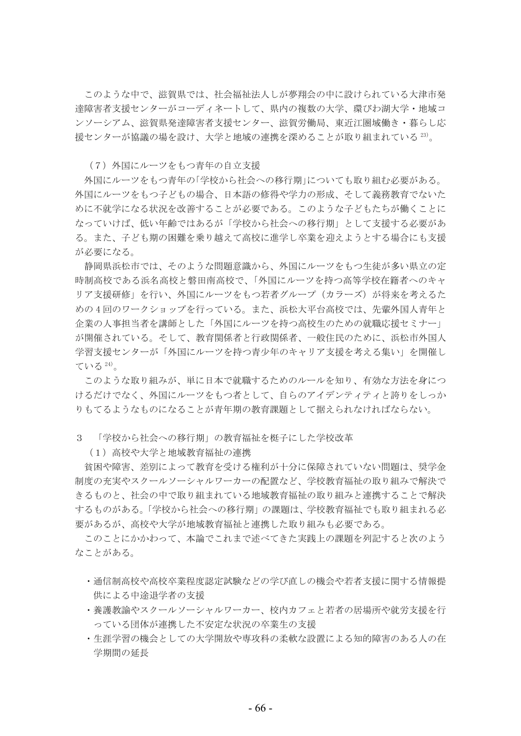このような中で、滋賀県では、社会福祉法人しが夢翔会の中に設けられている大津市発達障害者支援センターがコーディネートして、県内の複数の大学、環びわ湖大学・地域コンソーシアム、滋賀県発達障害者支援センター、滋賀労働局、東近江圏域働き・暮らし応援センターが協議の場を設け、大学と地域の連携を深めることが取り組まれている[23)]。

### （７）外国にルーツをもつ青年の自立支援

外国にルーツをもつ青年の「学校から社会への移行期」についても取り組む必要がある。外国にルーツをもつ子どもの場合、日本語の修得や学力の形成、そして義務教育でないために不就学になる状況を改善することが必要である。このような子どもたちが働くことになっていけば、低い年齢ではあるが「学校から社会への移行期」として支援する必要がある。また、子ども期の困難を乗り越えて高校に進学し卒業を迎えようとする場合にも支援が必要になる。

静岡県浜松市では、そのような問題意識から、外国にルーツをもつ生徒が多い県立の定時制高校である浜名高校と磐田南高校で、「外国にルーツを持つ高等学校在籍者へのキャリア支援研修」を行い、外国にルーツをもつ若者グループ（カラーズ）が将来を考えるための４回のワークショップを行っている。また、浜松大平台高校では、先輩外国人青年と企業の人事担当者を講師とした「外国にルーツを持つ高校生のための就職応援セミナー」が開催されている。そして、教育関係者と行政関係者、一般住民のために、浜松市外国人学習支援センターが「外国にルーツを持つ青少年のキャリア支援を考える集い」を開催している[24)]。

このような取り組みが、単に日本で就職するためのルールを知り、有効な方法を身につけるだけでなく、外国にルーツをもつ者として、自らのアイデンティティと誇りをしっかりもてるようなものになることが青年期の教育課題として据えられなければならない。

## ３　「学校から社会への移行期」の教育福祉を梃子にした学校改革

### （１）高校や大学と地域教育福祉の連携

貧困や障害、差別によって教育を受ける権利が十分に保障されていない問題は、奨学金制度の充実やスクールソーシャルワーカーの配置など、学校教育福祉の取り組みで解決できるものと、社会の中で取り組まれている地域教育福祉の取り組みと連携することで解決するものがある。「学校から社会への移行期」の課題は、学校教育福祉でも取り組まれる必要があるが、高校や大学が地域教育福祉と連携した取り組みも必要である。

このことにかかわって、本論でこれまで述べてきた実践上の課題を列記すると次のようなことがある。

- 通信制高校や高校卒業程度認定試験などの学び直しの機会や若者支援に関する情報提供による中途退学者の支援
- 養護教諭やスクールソーシャルワーカー、校内カフェと若者の居場所や就労支援を行っている団体が連携した不安定な状況の卒業生の支援
- 生涯学習の機会としての大学開放や専攻科の柔軟な設置による知的障害のある人の在学期間の延長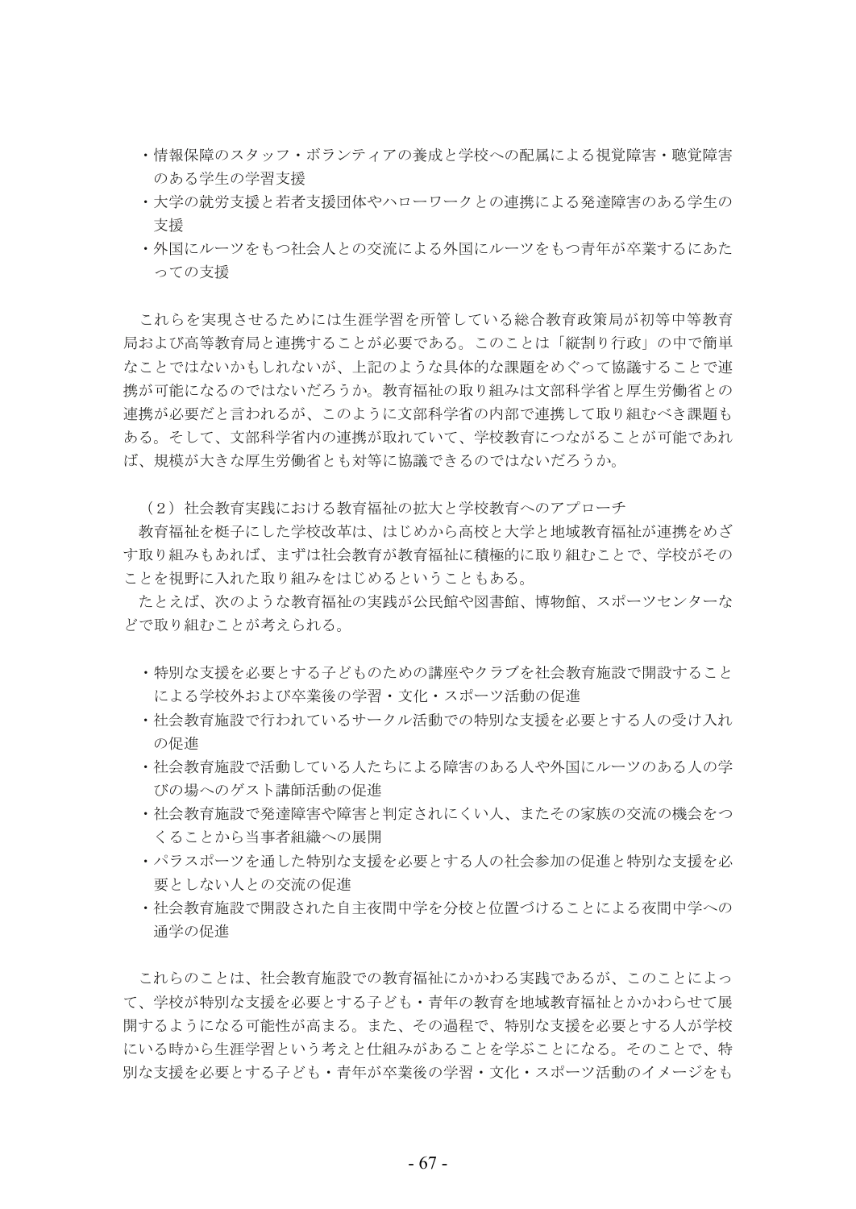- 情報保障のスタッフ・ボランティアの養成と学校への配属による視覚障害・聴覚障害のある学生の学習支援
- 大学の就労支援と若者支援団体やハローワークとの連携による発達障害のある学生の支援
- 外国にルーツをもつ社会人との交流による外国にルーツをもつ青年が卒業するにあたっての支援

これらを実現させるためには生涯学習を所管している総合教育政策局が初等中等教育局および高等教育局と連携することが必要である。このことは「縦割り行政」の中で簡単なことではないかもしれないが、上記のような具体的な課題をめぐって協議することで連携が可能になるのではないだろうか。教育福祉の取り組みは文部科学省と厚生労働省との連携が必要だと言われるが、このように文部科学省の内部で連携して取り組むべき課題もある。そして、文部科学省内の連携が取れていて、学校教育につながることが可能であれば、規模が大きな厚生労働省とも対等に協議できるのではないだろうか。

### （2）社会教育実践における教育福祉の拡大と学校教育へのアプローチ

教育福祉を梃子にした学校改革は、はじめから高校と大学と地域教育福祉が連携をめざす取り組みもあれば、まずは社会教育が教育福祉に積極的に取り組むことで、学校がそのことを視野に入れた取り組みをはじめるということもある。

たとえば、次のような教育福祉の実践が公民館や図書館、博物館、スポーツセンターなどで取り組むことが考えられる。

- 特別な支援を必要とする子どものための講座やクラブを社会教育施設で開設することによる学校外および卒業後の学習・文化・スポーツ活動の促進
- 社会教育施設で行われているサークル活動での特別な支援を必要とする人の受け入れの促進
- 社会教育施設で活動している人たちによる障害のある人や外国にルーツのある人の学びの場へのゲスト講師活動の促進
- 社会教育施設で発達障害や障害と判定されにくい人、またその家族の交流の機会をつくることから当事者組織への展開
- パラスポーツを通した特別な支援を必要とする人の社会参加の促進と特別な支援を必要としない人との交流の促進
- 社会教育施設で開設された自主夜間中学を分校と位置づけることによる夜間中学への通学の促進

これらのことは、社会教育施設での教育福祉にかかわる実践であるが、このことによって、学校が特別な支援を必要とする子ども・青年の教育を地域教育福祉とかかわらせて展開するようになる可能性が高まる。また、その過程で、特別な支援を必要とする人が学校にいる時から生涯学習という考えと仕組みがあることを学ぶことになる。そのことで、特別な支援を必要とする子ども・青年が卒業後の学習・文化・スポーツ活動のイメージをも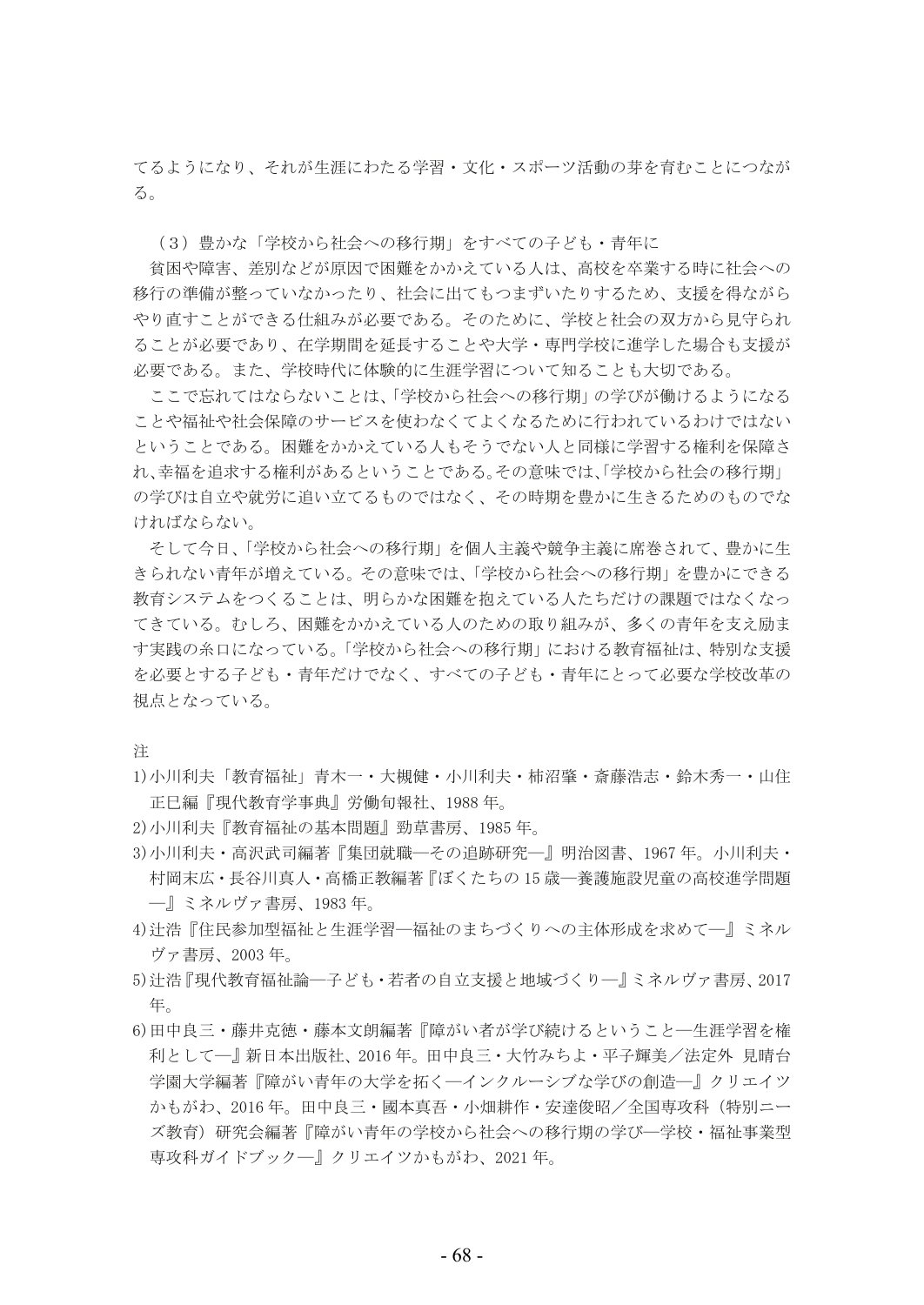てるようになり、それが生涯にわたる学習・文化・スポーツ活動の芽を育むことにつながる。

（3）豊かな「学校から社会への移行期」をすべての子ども・青年に

貧困や障害、差別などが原因で困難をかかえている人は、高校を卒業する時に社会への移行の準備が整っていなかったり、社会に出てもつまずいたりするため、支援を得ながらやり直すことができる仕組みが必要である。そのために、学校と社会の双方から見守られることが必要であり、在学期間を延長することや大学・専門学校に進学した場合も支援が必要である。また、学校時代に体験的に生涯学習について知ることも大切である。

ここで忘れてはならないことは、「学校から社会への移行期」の学びが働けるようになることや福祉や社会保障のサービスを使わなくてよくなるために行われているわけではないということである。困難をかかえている人もそうでない人と同様に学習する権利を保障され、幸福を追求する権利があるということである。その意味では、「学校から社会の移行期」の学びは自立や就労に追い立てるものではなく、その時期を豊かに生きるためのものでなければならない。

そして今日、「学校から社会への移行期」を個人主義や競争主義に席巻されて、豊かに生きられない青年が増えている。その意味では、「学校から社会への移行期」を豊かにできる教育システムをつくることは、明らかな困難を抱えている人たちだけの課題ではなくなってきている。むしろ、困難をかかえている人のための取り組みが、多くの青年を支え励ます実践の糸口になっている。「学校から社会への移行期」における教育福祉は、特別な支援を必要とする子ども・青年だけでなく、すべての子ども・青年にとって必要な学校改革の視点となっている。

注

1) 小川利夫「教育福祉」青木一・大槻健・小川利夫・柿沼肇・斎藤浩志・鈴木秀一・山住正巳編『現代教育学事典』労働旬報社、1988 年。
2) 小川利夫『教育福祉の基本問題』勁草書房、1985 年。
3) 小川利夫・高沢武司編著『集団就職―その追跡研究―』明治図書、1967 年。小川利夫・村岡末広・長谷川真人・高橋正教編著『ぼくたちの 15 歳―養護施設児童の高校進学問題―』ミネルヴァ書房、1983 年。
4) 辻浩『住民参加型福祉と生涯学習―福祉のまちづくりへの主体形成を求めて―』ミネルヴァ書房、2003 年。
5) 辻浩『現代教育福祉論―子ども・若者の自立支援と地域づくり―』ミネルヴァ書房、2017 年。
6) 田中良三・藤井克徳・藤本文朗編著『障がい者が学び続けるということ―生涯学習を権利として―』新日本出版社、2016 年。田中良三・大竹みちよ・平子輝美／法定外 見晴台学園大学編著『障がい青年の大学を拓く―インクルーシブな学びの創造―』クリエイツかもがわ、2016 年。田中良三・國本真吾・小畑耕作・安達俊昭／全国専攻科（特別ニーズ教育）研究会編著『障がい青年の学校から社会への移行期の学び―学校・福祉事業型専攻科ガイドブック―』クリエイツかもがわ、2021 年。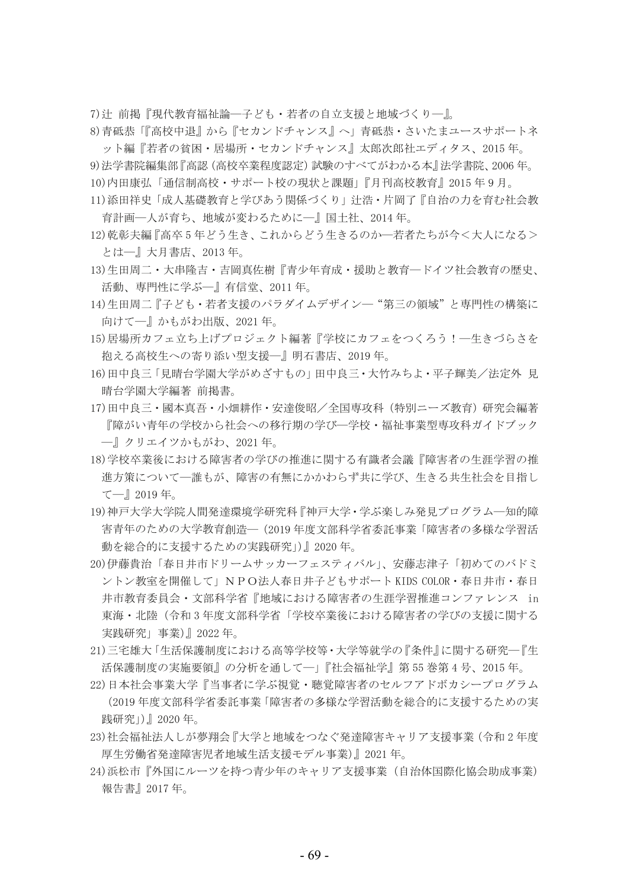7)辻 前掲『現代教育福祉論―子ども・若者の自立支援と地域づくり―』。

8)青砥恭「『高校中退』から『セカンドチャンス』へ」青砥恭・さいたまユースサポートネット編『若者の貧困・居場所・セカンドチャンス』太郎次郎社エディタス、2015 年。

9)法学書院編集部『高認(高校卒業程度認定)試験のすべてがわかる本』法学書院、2006 年。

10)内田康弘「通信制高校・サポート校の現状と課題」『月刊高校教育』2015 年 9 月。

11)添田祥史「成人基礎教育と学びあう関係づくり」辻浩・片岡了『自治の力を育む社会教育計画―人が育ち、地域が変わるために―』国土社、2014 年。

12)乾彰夫編『高卒 5 年どう生き、これからどう生きるのか―若者たちが今<大人になる>とは―』大月書店、2013 年。

13)生田周二・大串隆吉・吉岡真佐樹『青少年育成・援助と教育―ドイツ社会教育の歴史、活動、専門性に学ぶ―』有信堂、2011 年。

14)生田周二『子ども・若者支援のパラダイムデザイン―"第三の領域"と専門性の構築に向けて―』かもがわ出版、2021 年。

15)居場所カフェ立ち上げプロジェクト編著『学校にカフェをつくろう!―生きづらさを抱える高校生への寄り添い型支援―』明石書店、2019 年。

16)田中良三「見晴台学園大学がめざすもの」田中良三・大竹みちよ・平子輝美/法定外 見晴台学園大学編著 前掲書。

17)田中良三・國本真吾・小畑耕作・安達俊昭/全国専攻科(特別ニーズ教育)研究会編著『障がい青年の学校から社会への移行期の学び―学校・福祉事業型専攻科ガイドブック―』クリエイツかもがわ、2021 年。

18)学校卒業後における障害者の学びの推進に関する有識者会議『障害者の生涯学習の推進方策について―誰もが、障害の有無にかかわらず共に学び、生きる共生社会を目指して―』2019 年。

19)神戸大学大学院人間発達環境学研究科『神戸大学・学ぶ楽しみ発見プログラム―知的障害青年のための大学教育創造―(2019 年度文部科学省委託事業「障害者の多様な学習活動を総合的に支援するための実践研究」)』2020 年。

20)伊藤貴治「春日井市ドリームサッカーフェスティバル」、安藤志津子「初めてのバドミントン教室を開催して」NPO法人春日井子どもサポート KIDS COLOR・春日井市・春日井市教育委員会・文部科学省『地域における障害者の生涯学習推進コンファレンス in 東海・北陸(令和 3 年度文部科学省「学校卒業後における障害者の学びの支援に関する実践研究」事業)』2022 年。

21)三宅雄大「生活保護制度における高等学校等・大学等就学の『条件』に関する研究―『生活保護制度の実施要領』の分析を通して―」『社会福祉学』第 55 巻第 4 号、2015 年。

22)日本社会事業大学『当事者に学ぶ視覚・聴覚障害者のセルフアドボカシープログラム(2019 年度文部科学省委託事業「障害者の多様な学習活動を総合的に支援するための実践研究」)』2020 年。

23)社会福祉法人しが夢翔会『大学と地域をつなぐ発達障害キャリア支援事業(令和 2 年度厚生労働省発達障害児者地域生活支援モデル事業)』2021 年。

24)浜松市『外国にルーツを持つ青少年のキャリア支援事業(自治体国際化協会助成事業)報告書』2017 年。